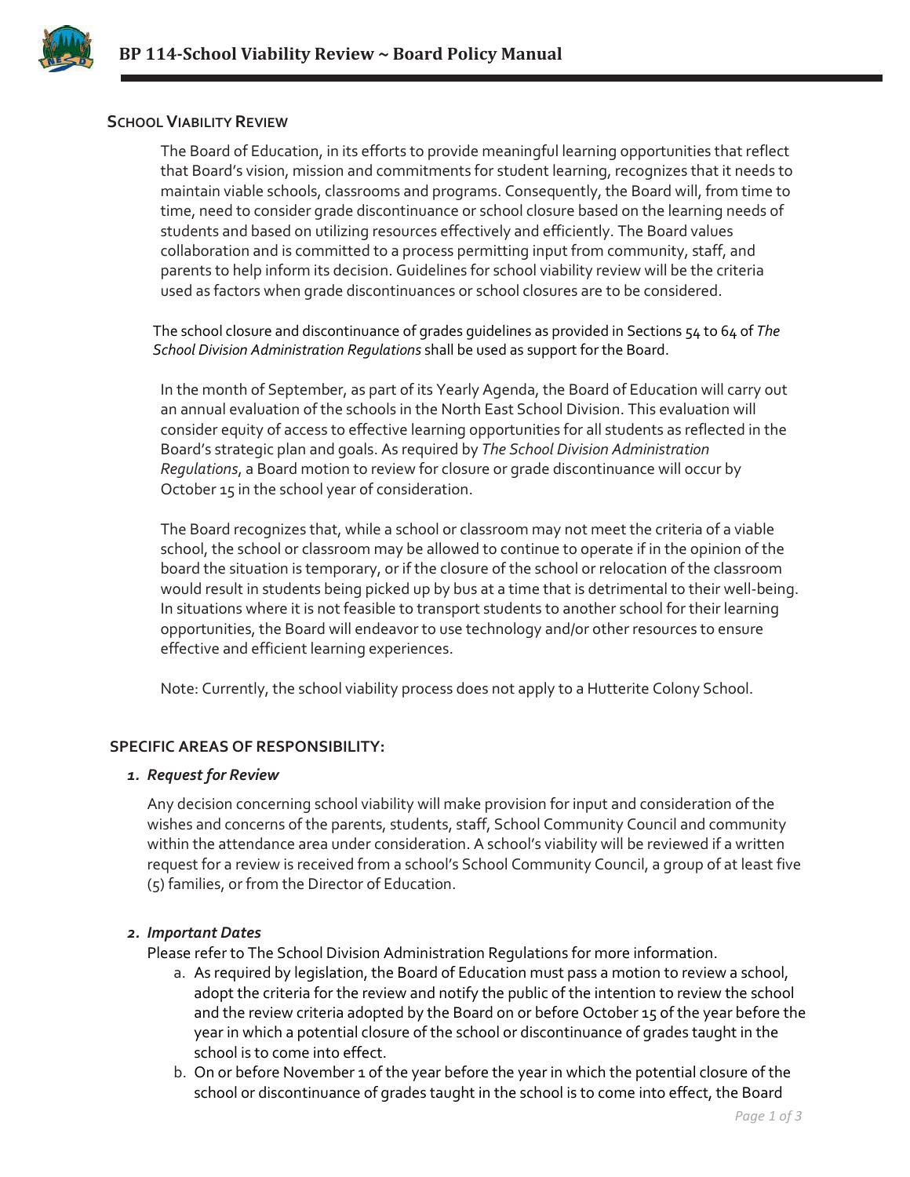# BP 114-School Viability Review ~ Board Policy Manual

## School Viability Review

The Board of Education, in its efforts to provide meaningful learning opportunities that reflect that Board's vision, mission and commitments for student learning, recognizes that it needs to maintain viable schools, classrooms and programs. Consequently, the Board will, from time to time, need to consider grade discontinuance or school closure based on the learning needs of students and based on utilizing resources effectively and efficiently. The Board values collaboration and is committed to a process permitting input from community, staff, and parents to help inform its decision. Guidelines for school viability review will be the criteria used as factors when grade discontinuances or school closures are to be considered.

The school closure and discontinuance of grades guidelines as provided in Sections 54 to 64 of *The School Division Administration Regulations* shall be used as support for the Board.

In the month of September, as part of its Yearly Agenda, the Board of Education will carry out an annual evaluation of the schools in the North East School Division. This evaluation will consider equity of access to effective learning opportunities for all students as reflected in the Board's strategic plan and goals. As required by *The School Division Administration Regulations*, a Board motion to review for closure or grade discontinuance will occur by October 15 in the school year of consideration.

The Board recognizes that, while a school or classroom may not meet the criteria of a viable school, the school or classroom may be allowed to continue to operate if in the opinion of the board the situation is temporary, or if the closure of the school or relocation of the classroom would result in students being picked up by bus at a time that is detrimental to their well-being. In situations where it is not feasible to transport students to another school for their learning opportunities, the Board will endeavor to use technology and/or other resources to ensure effective and efficient learning experiences.

Note: Currently, the school viability process does not apply to a Hutterite Colony School.

## SPECIFIC AREAS OF RESPONSIBILITY:

### 1. *Request for Review*

Any decision concerning school viability will make provision for input and consideration of the wishes and concerns of the parents, students, staff, School Community Council and community within the attendance area under consideration. A school's viability will be reviewed if a written request for a review is received from a school's School Community Council, a group of at least five (5) families, or from the Director of Education.

### 2. *Important Dates*

Please refer to The School Division Administration Regulations for more information.

a. As required by legislation, the Board of Education must pass a motion to review a school, adopt the criteria for the review and notify the public of the intention to review the school and the review criteria adopted by the Board on or before October 15 of the year before the year in which a potential closure of the school or discontinuance of grades taught in the school is to come into effect.

b. On or before November 1 of the year before the year in which the potential closure of the school or discontinuance of grades taught in the school is to come into effect, the Board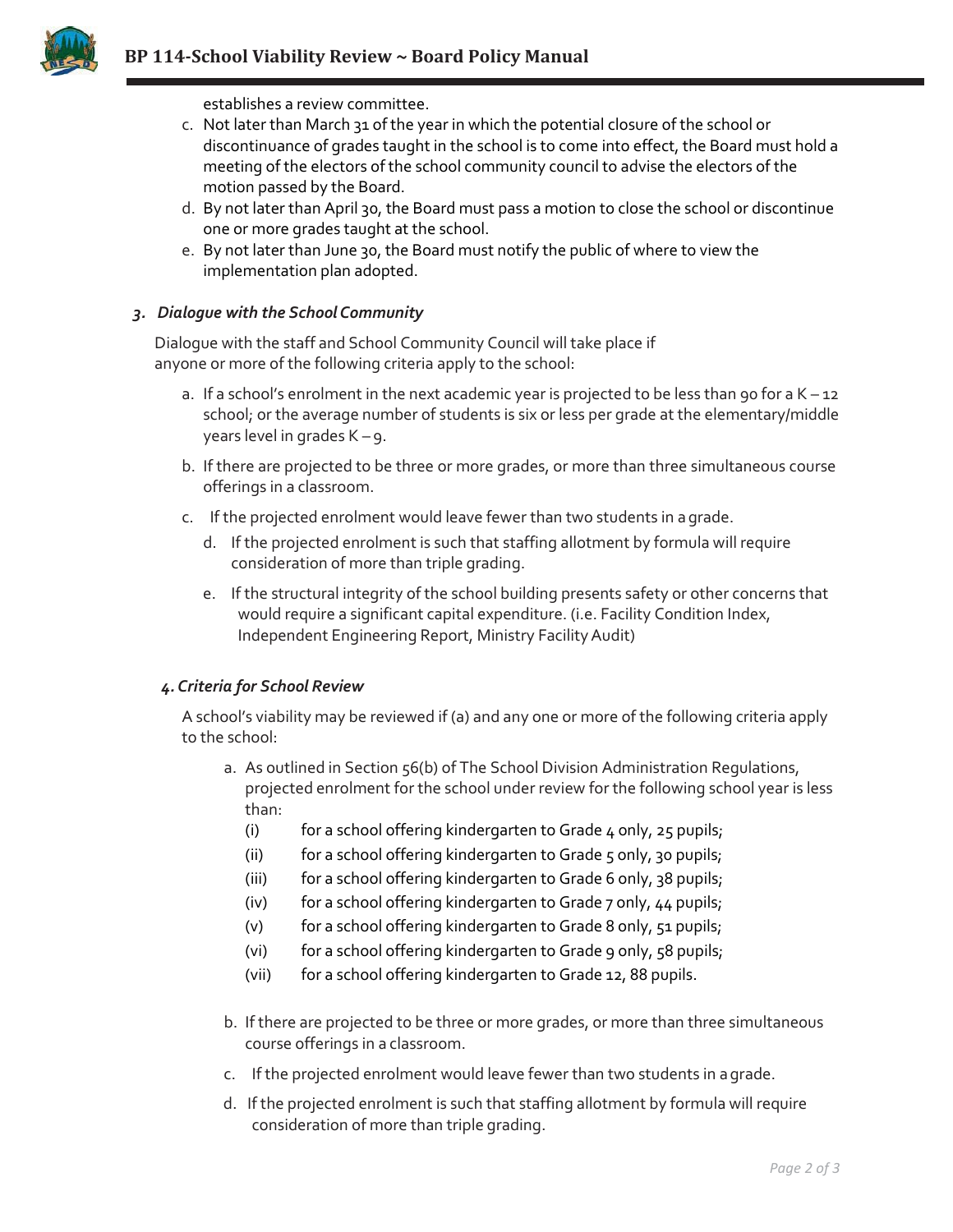establishes a review committee.

c. Not later than March 31 of the year in which the potential closure of the school or discontinuance of grades taught in the school is to come into effect, the Board must hold a meeting of the electors of the school community council to advise the electors of the motion passed by the Board.
d. By not later than April 30, the Board must pass a motion to close the school or discontinue one or more grades taught at the school.
e. By not later than June 30, the Board must notify the public of where to view the implementation plan adopted.

### *3. Dialogue with the School Community*

Dialogue with the staff and School Community Council will take place if anyone or more of the following criteria apply to the school:

a. If a school's enrolment in the next academic year is projected to be less than 90 for a K – 12 school; or the average number of students is six or less per grade at the elementary/middle years level in grades K – 9.
b. If there are projected to be three or more grades, or more than three simultaneous course offerings in a classroom.
c. If the projected enrolment would leave fewer than two students in a grade.
d. If the projected enrolment is such that staffing allotment by formula will require consideration of more than triple grading.
e. If the structural integrity of the school building presents safety or other concerns that would require a significant capital expenditure. (i.e. Facility Condition Index, Independent Engineering Report, Ministry Facility Audit)

### *4. Criteria for School Review*

A school's viability may be reviewed if (a) and any one or more of the following criteria apply to the school:

a. As outlined in Section 56(b) of The School Division Administration Regulations, projected enrolment for the school under review for the following school year is less than:
   - (i) for a school offering kindergarten to Grade 4 only, 25 pupils;
   - (ii) for a school offering kindergarten to Grade 5 only, 30 pupils;
   - (iii) for a school offering kindergarten to Grade 6 only, 38 pupils;
   - (iv) for a school offering kindergarten to Grade 7 only, 44 pupils;
   - (v) for a school offering kindergarten to Grade 8 only, 51 pupils;
   - (vi) for a school offering kindergarten to Grade 9 only, 58 pupils;
   - (vii) for a school offering kindergarten to Grade 12, 88 pupils.
b. If there are projected to be three or more grades, or more than three simultaneous course offerings in a classroom.
c. If the projected enrolment would leave fewer than two students in a grade.
d. If the projected enrolment is such that staffing allotment by formula will require consideration of more than triple grading.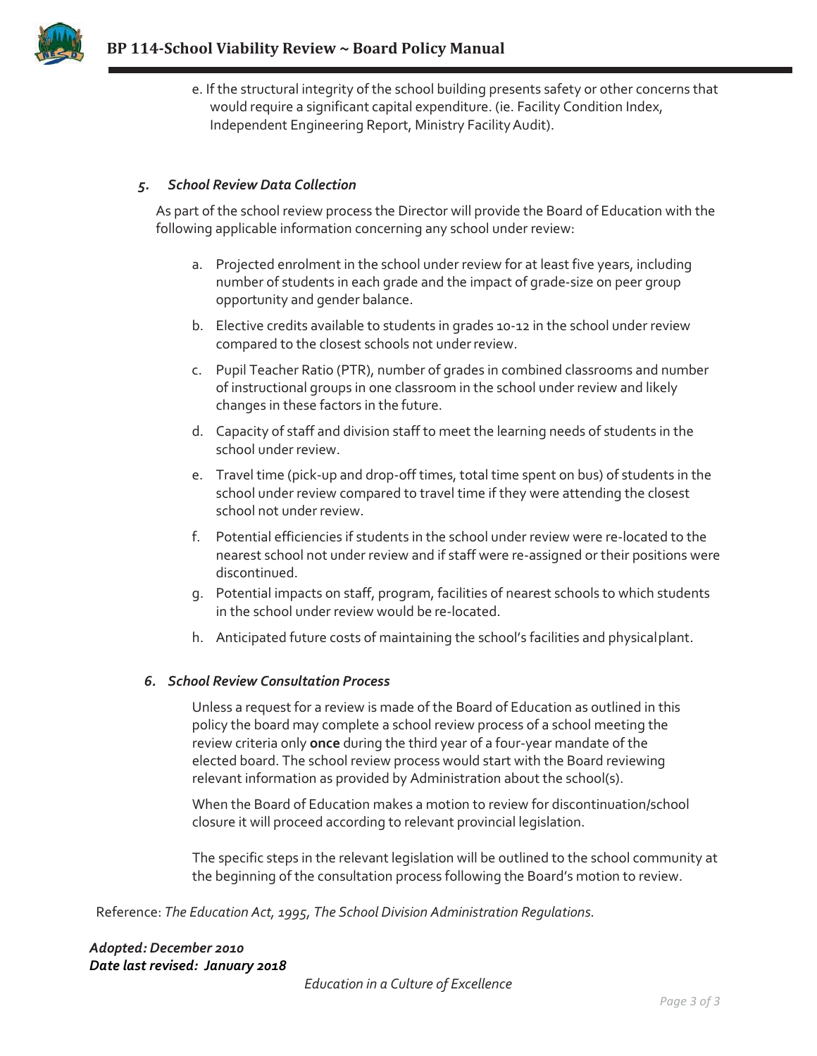e. If the structural integrity of the school building presents safety or other concerns that would require a significant capital expenditure. (ie. Facility Condition Index, Independent Engineering Report, Ministry Facility Audit).

### *5. School Review Data Collection*

As part of the school review process the Director will provide the Board of Education with the following applicable information concerning any school under review:

a. Projected enrolment in the school under review for at least five years, including number of students in each grade and the impact of grade-size on peer group opportunity and gender balance.

b. Elective credits available to students in grades 10-12 in the school under review compared to the closest schools not under review.

c. Pupil Teacher Ratio (PTR), number of grades in combined classrooms and number of instructional groups in one classroom in the school under review and likely changes in these factors in the future.

d. Capacity of staff and division staff to meet the learning needs of students in the school under review.

e. Travel time (pick-up and drop-off times, total time spent on bus) of students in the school under review compared to travel time if they were attending the closest school not under review.

f. Potential efficiencies if students in the school under review were re-located to the nearest school not under review and if staff were re-assigned or their positions were discontinued.

g. Potential impacts on staff, program, facilities of nearest schools to which students in the school under review would be re-located.

h. Anticipated future costs of maintaining the school's facilities and physical plant.

### *6. School Review Consultation Process*

Unless a request for a review is made of the Board of Education as outlined in this policy the board may complete a school review process of a school meeting the review criteria only **once** during the third year of a four-year mandate of the elected board. The school review process would start with the Board reviewing relevant information as provided by Administration about the school(s).

When the Board of Education makes a motion to review for discontinuation/school closure it will proceed according to relevant provincial legislation.

The specific steps in the relevant legislation will be outlined to the school community at the beginning of the consultation process following the Board's motion to review.

Reference: *The Education Act, 1995, The School Division Administration Regulations.*

***Adopted: December 2010***
***Date last revised: January 2018***

*Education in a Culture of Excellence*